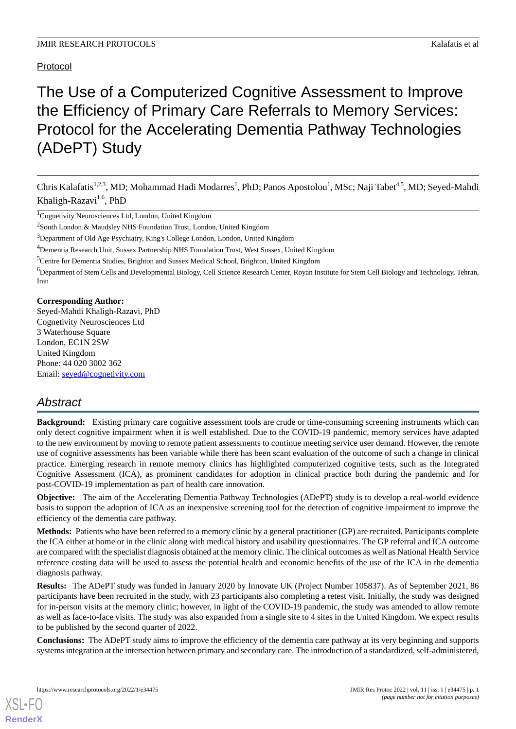Protocol

# The Use of a Computerized Cognitive Assessment to Improve the Efficiency of Primary Care Referrals to Memory Services: Protocol for the Accelerating Dementia Pathway Technologies (ADePT) Study

Chris Kalafatis[1,2,3], MD; Mohammad Hadi Modarres[1], PhD; Panos Apostolou[1], MSc; Naji Tabet[4,5], MD; Seyed-Mahdi Khaligh-Razavi[1,6], PhD

[1]Cognetivity Neurosciences Ltd, London, United Kingdom

[2]South London & Maudsley NHS Foundation Trust, London, United Kingdom

[3]Department of Old Age Psychiatry, King's College London, London, United Kingdom

[4]Dementia Research Unit, Sussex Partnership NHS Foundation Trust, West Sussex, United Kingdom

[5]Centre for Dementia Studies, Brighton and Sussex Medical School, Brighton, United Kingdom

[6]Department of Stem Cells and Developmental Biology, Cell Science Research Center, Royan Institute for Stem Cell Biology and Technology, Tehran, Iran

**Corresponding Author:**
Seyed-Mahdi Khaligh-Razavi, PhD
Cognetivity Neurosciences Ltd
3 Waterhouse Square
London, EC1N 2SW
United Kingdom
Phone: 44 020 3002 362
Email: seyed@cognetivity.com

## Abstract

**Background:** Existing primary care cognitive assessment tools are crude or time-consuming screening instruments which can only detect cognitive impairment when it is well established. Due to the COVID-19 pandemic, memory services have adapted to the new environment by moving to remote patient assessments to continue meeting service user demand. However, the remote use of cognitive assessments has been variable while there has been scant evaluation of the outcome of such a change in clinical practice. Emerging research in remote memory clinics has highlighted computerized cognitive tests, such as the Integrated Cognitive Assessment (ICA), as prominent candidates for adoption in clinical practice both during the pandemic and for post-COVID-19 implementation as part of health care innovation.

**Objective:** The aim of the Accelerating Dementia Pathway Technologies (ADePT) study is to develop a real-world evidence basis to support the adoption of ICA as an inexpensive screening tool for the detection of cognitive impairment to improve the efficiency of the dementia care pathway.

**Methods:** Patients who have been referred to a memory clinic by a general practitioner (GP) are recruited. Participants complete the ICA either at home or in the clinic along with medical history and usability questionnaires. The GP referral and ICA outcome are compared with the specialist diagnosis obtained at the memory clinic. The clinical outcomes as well as National Health Service reference costing data will be used to assess the potential health and economic benefits of the use of the ICA in the dementia diagnosis pathway.

**Results:** The ADePT study was funded in January 2020 by Innovate UK (Project Number 105837). As of September 2021, 86 participants have been recruited in the study, with 23 participants also completing a retest visit. Initially, the study was designed for in-person visits at the memory clinic; however, in light of the COVID-19 pandemic, the study was amended to allow remote as well as face-to-face visits. The study was also expanded from a single site to 4 sites in the United Kingdom. We expect results to be published by the second quarter of 2022.

**Conclusions:** The ADePT study aims to improve the efficiency of the dementia care pathway at its very beginning and supports systems integration at the intersection between primary and secondary care. The introduction of a standardized, self-administered,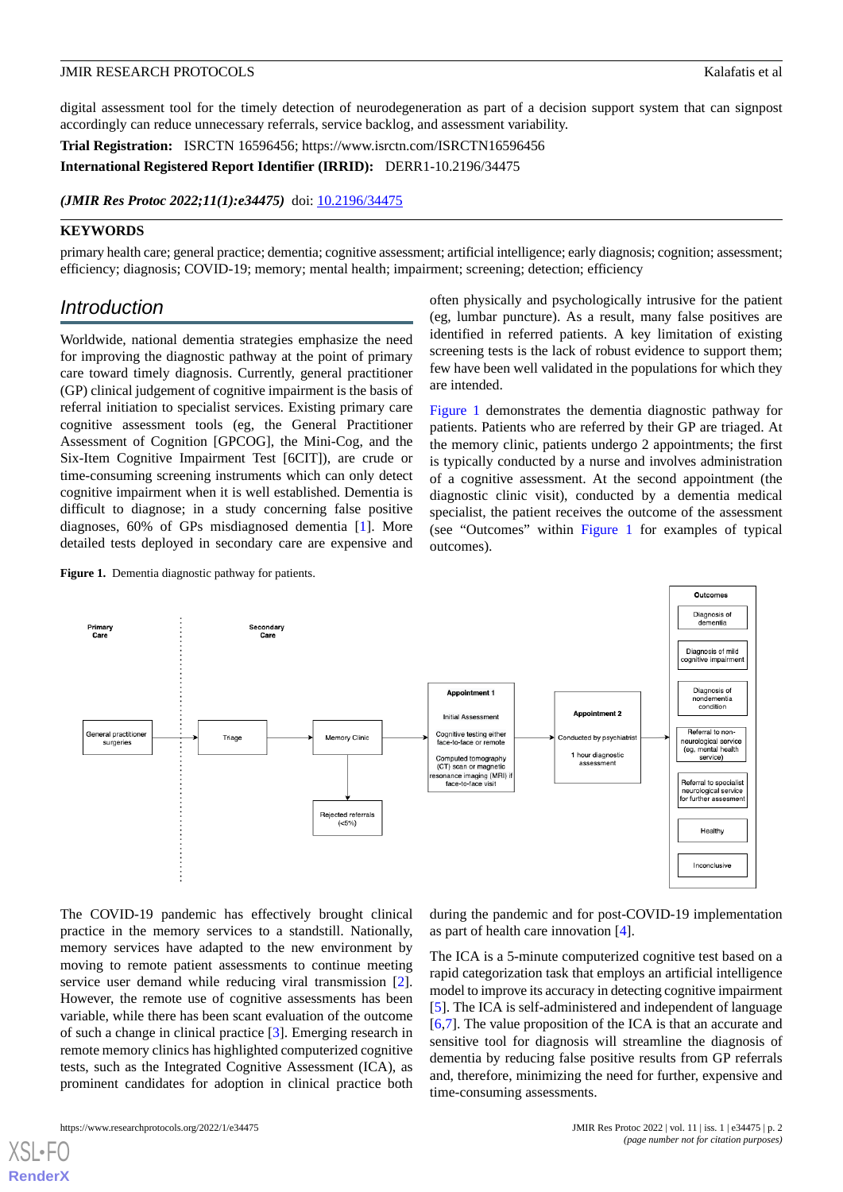digital assessment tool for the timely detection of neurodegeneration as part of a decision support system that can signpost accordingly can reduce unnecessary referrals, service backlog, and assessment variability.

**Trial Registration:** ISRCTN 16596456; https://www.isrctn.com/ISRCTN16596456

**International Registered Report Identifier (IRRID):** DERR1-10.2196/34475

***(JMIR Res Protoc 2022;11(1):e34475)*** doi: 10.2196/34475

**KEYWORDS**

primary health care; general practice; dementia; cognitive assessment; artificial intelligence; early diagnosis; cognition; assessment; efficiency; diagnosis; COVID-19; memory; mental health; impairment; screening; detection; efficiency

## Introduction

Worldwide, national dementia strategies emphasize the need for improving the diagnostic pathway at the point of primary care toward timely diagnosis. Currently, general practitioner (GP) clinical judgement of cognitive impairment is the basis of referral initiation to specialist services. Existing primary care cognitive assessment tools (eg, the General Practitioner Assessment of Cognition [GPCOG], the Mini-Cog, and the Six-Item Cognitive Impairment Test [6CIT]), are crude or time-consuming screening instruments which can only detect cognitive impairment when it is well established. Dementia is difficult to diagnose; in a study concerning false positive diagnoses, 60% of GPs misdiagnosed dementia [1]. More detailed tests deployed in secondary care are expensive and often physically and psychologically intrusive for the patient (eg, lumbar puncture). As a result, many false positives are identified in referred patients. A key limitation of existing screening tests is the lack of robust evidence to support them; few have been well validated in the populations for which they are intended.

Figure 1 demonstrates the dementia diagnostic pathway for patients. Patients who are referred by their GP are triaged. At the memory clinic, patients undergo 2 appointments; the first is typically conducted by a nurse and involves administration of a cognitive assessment. At the second appointment (the diagnostic clinic visit), conducted by a dementia medical specialist, the patient receives the outcome of the assessment (see "Outcomes" within Figure 1 for examples of typical outcomes).

**Figure 1.** Dementia diagnostic pathway for patients.

The COVID-19 pandemic has effectively brought clinical practice in the memory services to a standstill. Nationally, memory services have adapted to the new environment by moving to remote patient assessments to continue meeting service user demand while reducing viral transmission [2]. However, the remote use of cognitive assessments has been variable, while there has been scant evaluation of the outcome of such a change in clinical practice [3]. Emerging research in remote memory clinics has highlighted computerized cognitive tests, such as the Integrated Cognitive Assessment (ICA), as prominent candidates for adoption in clinical practice both during the pandemic and for post-COVID-19 implementation as part of health care innovation [4].

The ICA is a 5-minute computerized cognitive test based on a rapid categorization task that employs an artificial intelligence model to improve its accuracy in detecting cognitive impairment [5]. The ICA is self-administered and independent of language [6,7]. The value proposition of the ICA is that an accurate and sensitive tool for diagnosis will streamline the diagnosis of dementia by reducing false positive results from GP referrals and, therefore, minimizing the need for further, expensive and time-consuming assessments.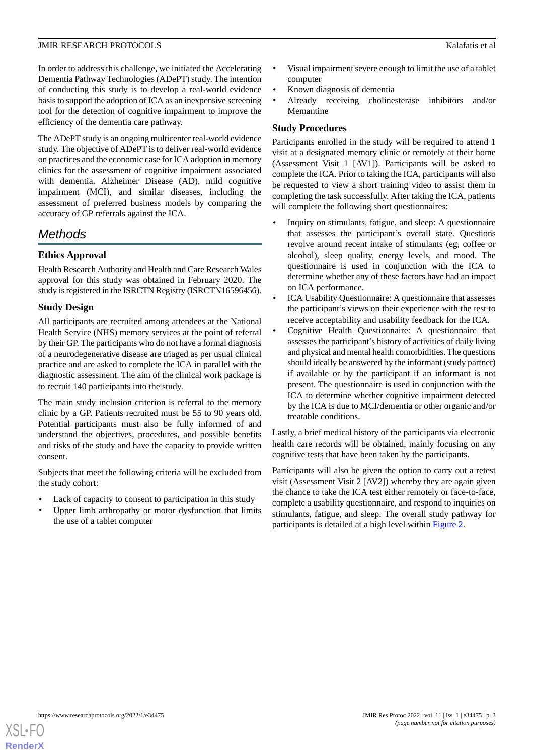In order to address this challenge, we initiated the Accelerating Dementia Pathway Technologies (ADePT) study. The intention of conducting this study is to develop a real-world evidence basis to support the adoption of ICA as an inexpensive screening tool for the detection of cognitive impairment to improve the efficiency of the dementia care pathway.

The ADePT study is an ongoing multicenter real-world evidence study. The objective of ADePT is to deliver real-world evidence on practices and the economic case for ICA adoption in memory clinics for the assessment of cognitive impairment associated with dementia, Alzheimer Disease (AD), mild cognitive impairment (MCI), and similar diseases, including the assessment of preferred business models by comparing the accuracy of GP referrals against the ICA.

## Methods

### Ethics Approval

Health Research Authority and Health and Care Research Wales approval for this study was obtained in February 2020. The study is registered in the ISRCTN Registry (ISRCTN16596456).

### Study Design

All participants are recruited among attendees at the National Health Service (NHS) memory services at the point of referral by their GP. The participants who do not have a formal diagnosis of a neurodegenerative disease are triaged as per usual clinical practice and are asked to complete the ICA in parallel with the diagnostic assessment. The aim of the clinical work package is to recruit 140 participants into the study.

The main study inclusion criterion is referral to the memory clinic by a GP. Patients recruited must be 55 to 90 years old. Potential participants must also be fully informed of and understand the objectives, procedures, and possible benefits and risks of the study and have the capacity to provide written consent.

Subjects that meet the following criteria will be excluded from the study cohort:

- Lack of capacity to consent to participation in this study
- Upper limb arthropathy or motor dysfunction that limits the use of a tablet computer
- Visual impairment severe enough to limit the use of a tablet computer
- Known diagnosis of dementia
- Already receiving cholinesterase inhibitors and/or Memantine

### Study Procedures

Participants enrolled in the study will be required to attend 1 visit at a designated memory clinic or remotely at their home (Assessment Visit 1 [AV1]). Participants will be asked to complete the ICA. Prior to taking the ICA, participants will also be requested to view a short training video to assist them in completing the task successfully. After taking the ICA, patients will complete the following short questionnaires:

- Inquiry on stimulants, fatigue, and sleep: A questionnaire that assesses the participant's overall state. Questions revolve around recent intake of stimulants (eg, coffee or alcohol), sleep quality, energy levels, and mood. The questionnaire is used in conjunction with the ICA to determine whether any of these factors have had an impact on ICA performance.
- ICA Usability Questionnaire: A questionnaire that assesses the participant's views on their experience with the test to receive acceptability and usability feedback for the ICA.
- Cognitive Health Questionnaire: A questionnaire that assesses the participant's history of activities of daily living and physical and mental health comorbidities. The questions should ideally be answered by the informant (study partner) if available or by the participant if an informant is not present. The questionnaire is used in conjunction with the ICA to determine whether cognitive impairment detected by the ICA is due to MCI/dementia or other organic and/or treatable conditions.

Lastly, a brief medical history of the participants via electronic health care records will be obtained, mainly focusing on any cognitive tests that have been taken by the participants.

Participants will also be given the option to carry out a retest visit (Assessment Visit 2 [AV2]) whereby they are again given the chance to take the ICA test either remotely or face-to-face, complete a usability questionnaire, and respond to inquiries on stimulants, fatigue, and sleep. The overall study pathway for participants is detailed at a high level within Figure 2.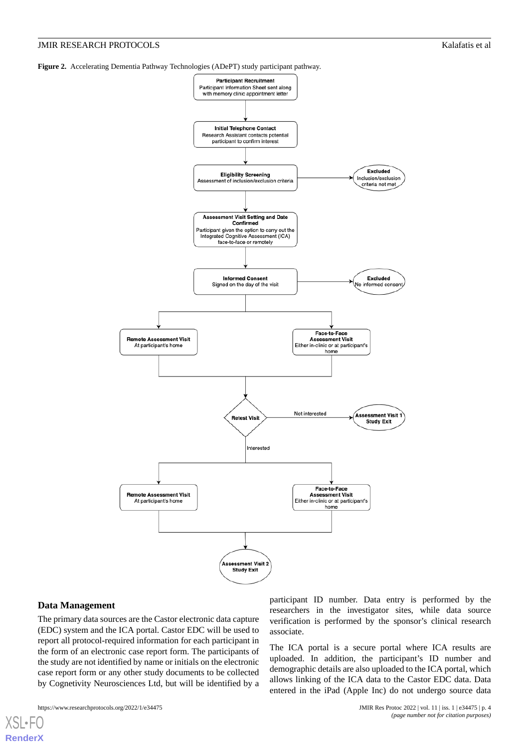**Figure 2.** Accelerating Dementia Pathway Technologies (ADePT) study participant pathway.

## Data Management

The primary data sources are the Castor electronic data capture (EDC) system and the ICA portal. Castor EDC will be used to report all protocol-required information for each participant in the form of an electronic case report form. The participants of the study are not identified by name or initials on the electronic case report form or any other study documents to be collected by Cognetivity Neurosciences Ltd, but will be identified by a participant ID number. Data entry is performed by the researchers in the investigator sites, while data source verification is performed by the sponsor's clinical research associate.

The ICA portal is a secure portal where ICA results are uploaded. In addition, the participant's ID number and demographic details are also uploaded to the ICA portal, which allows linking of the ICA data to the Castor EDC data. Data entered in the iPad (Apple Inc) do not undergo source data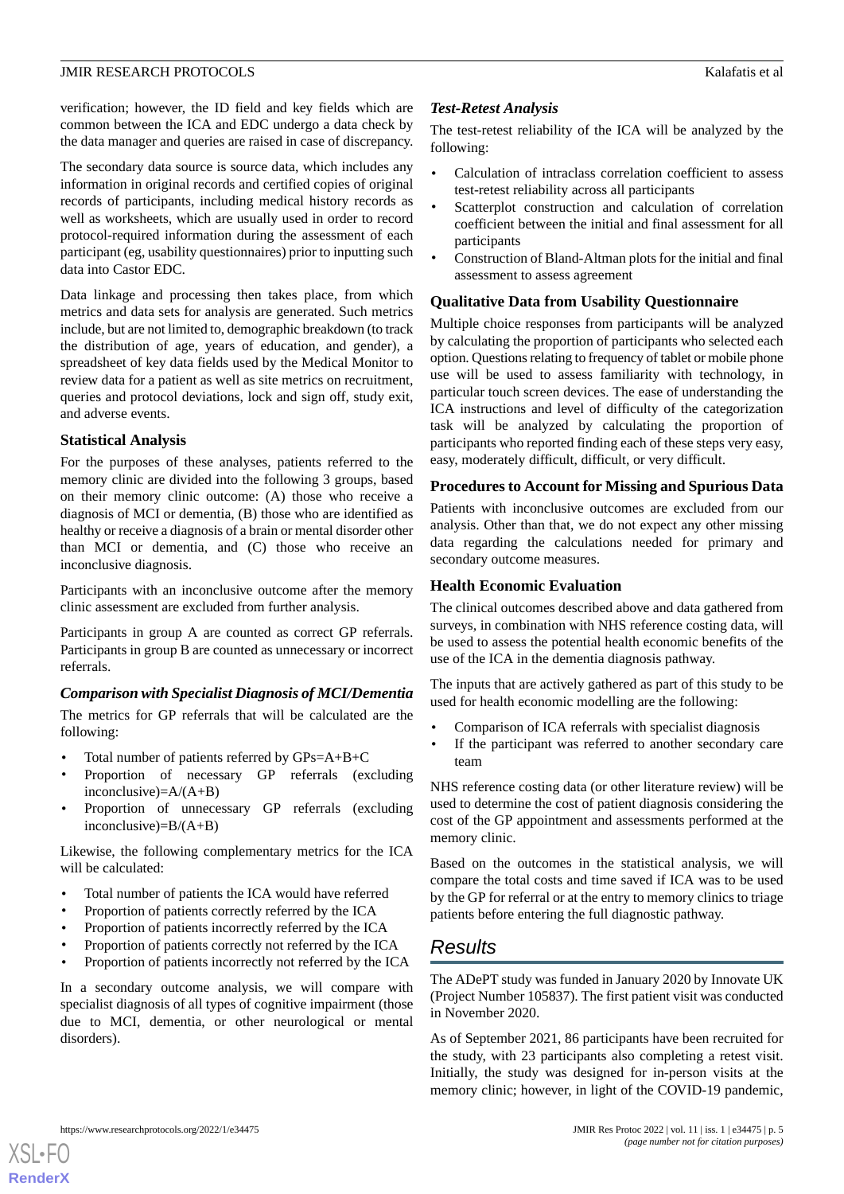verification; however, the ID field and key fields which are common between the ICA and EDC undergo a data check by the data manager and queries are raised in case of discrepancy.

The secondary data source is source data, which includes any information in original records and certified copies of original records of participants, including medical history records as well as worksheets, which are usually used in order to record protocol-required information during the assessment of each participant (eg, usability questionnaires) prior to inputting such data into Castor EDC.

Data linkage and processing then takes place, from which metrics and data sets for analysis are generated. Such metrics include, but are not limited to, demographic breakdown (to track the distribution of age, years of education, and gender), a spreadsheet of key data fields used by the Medical Monitor to review data for a patient as well as site metrics on recruitment, queries and protocol deviations, lock and sign off, study exit, and adverse events.

### Statistical Analysis

For the purposes of these analyses, patients referred to the memory clinic are divided into the following 3 groups, based on their memory clinic outcome: (A) those who receive a diagnosis of MCI or dementia, (B) those who are identified as healthy or receive a diagnosis of a brain or mental disorder other than MCI or dementia, and (C) those who receive an inconclusive diagnosis.

Participants with an inconclusive outcome after the memory clinic assessment are excluded from further analysis.

Participants in group A are counted as correct GP referrals. Participants in group B are counted as unnecessary or incorrect referrals.

#### *Comparison with Specialist Diagnosis of MCI/Dementia*

The metrics for GP referrals that will be calculated are the following:

- Total number of patients referred by GPs=A+B+C
- Proportion of necessary GP referrals (excluding inconclusive)=A/(A+B)
- Proportion of unnecessary GP referrals (excluding inconclusive)=B/(A+B)

Likewise, the following complementary metrics for the ICA will be calculated:

- Total number of patients the ICA would have referred
- Proportion of patients correctly referred by the ICA
- Proportion of patients incorrectly referred by the ICA
- Proportion of patients correctly not referred by the ICA
- Proportion of patients incorrectly not referred by the ICA

In a secondary outcome analysis, we will compare with specialist diagnosis of all types of cognitive impairment (those due to MCI, dementia, or other neurological or mental disorders).

#### *Test-Retest Analysis*

The test-retest reliability of the ICA will be analyzed by the following:

- Calculation of intraclass correlation coefficient to assess test-retest reliability across all participants
- Scatterplot construction and calculation of correlation coefficient between the initial and final assessment for all participants
- Construction of Bland-Altman plots for the initial and final assessment to assess agreement

### Qualitative Data from Usability Questionnaire

Multiple choice responses from participants will be analyzed by calculating the proportion of participants who selected each option. Questions relating to frequency of tablet or mobile phone use will be used to assess familiarity with technology, in particular touch screen devices. The ease of understanding the ICA instructions and level of difficulty of the categorization task will be analyzed by calculating the proportion of participants who reported finding each of these steps very easy, easy, moderately difficult, difficult, or very difficult.

### Procedures to Account for Missing and Spurious Data

Patients with inconclusive outcomes are excluded from our analysis. Other than that, we do not expect any other missing data regarding the calculations needed for primary and secondary outcome measures.

### Health Economic Evaluation

The clinical outcomes described above and data gathered from surveys, in combination with NHS reference costing data, will be used to assess the potential health economic benefits of the use of the ICA in the dementia diagnosis pathway.

The inputs that are actively gathered as part of this study to be used for health economic modelling are the following:

- Comparison of ICA referrals with specialist diagnosis
- If the participant was referred to another secondary care team

NHS reference costing data (or other literature review) will be used to determine the cost of patient diagnosis considering the cost of the GP appointment and assessments performed at the memory clinic.

Based on the outcomes in the statistical analysis, we will compare the total costs and time saved if ICA was to be used by the GP for referral or at the entry to memory clinics to triage patients before entering the full diagnostic pathway.

## Results

The ADePT study was funded in January 2020 by Innovate UK (Project Number 105837). The first patient visit was conducted in November 2020.

As of September 2021, 86 participants have been recruited for the study, with 23 participants also completing a retest visit. Initially, the study was designed for in-person visits at the memory clinic; however, in light of the COVID-19 pandemic,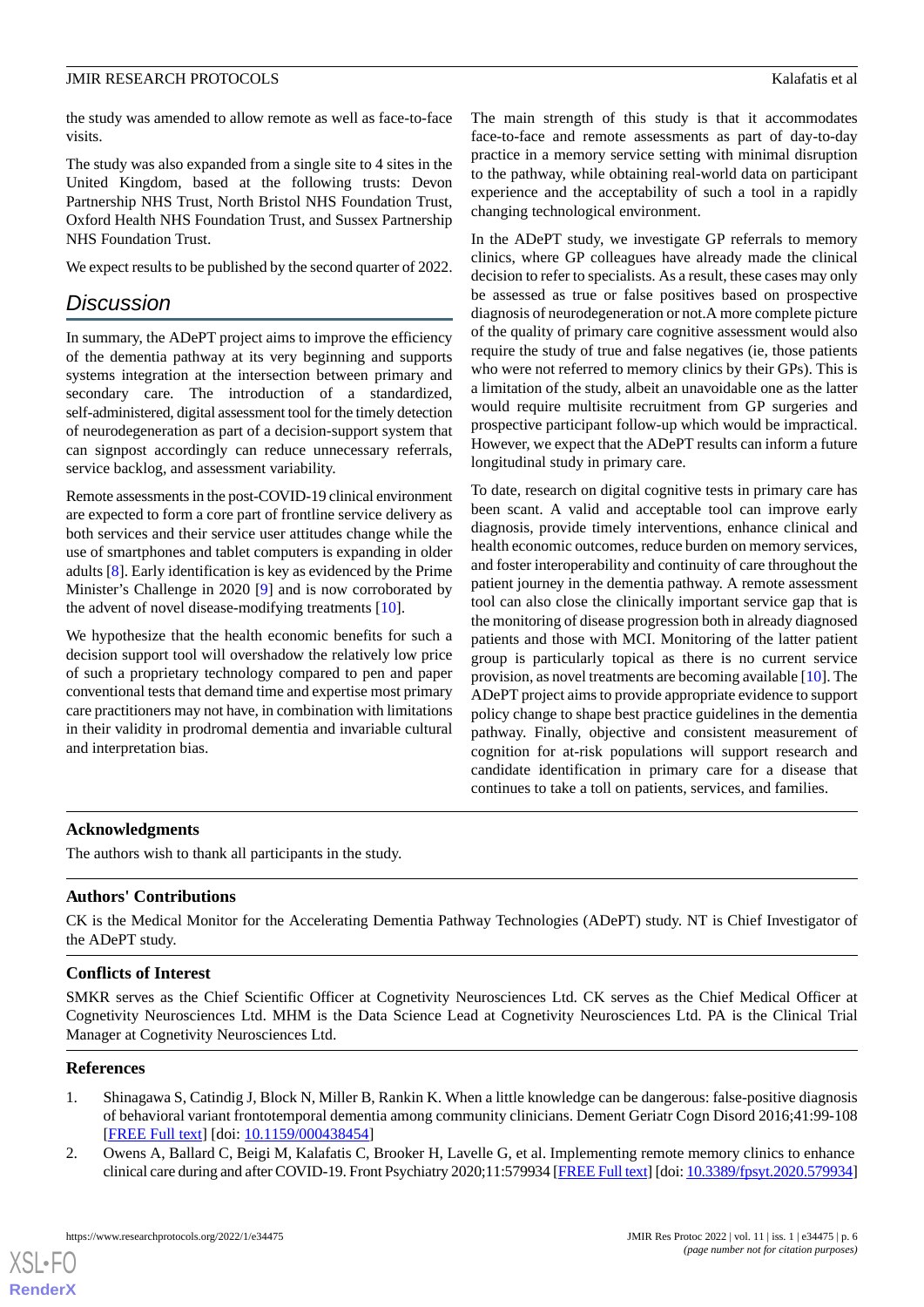the study was amended to allow remote as well as face-to-face visits.

The study was also expanded from a single site to 4 sites in the United Kingdom, based at the following trusts: Devon Partnership NHS Trust, North Bristol NHS Foundation Trust, Oxford Health NHS Foundation Trust, and Sussex Partnership NHS Foundation Trust.

We expect results to be published by the second quarter of 2022.

## Discussion

In summary, the ADePT project aims to improve the efficiency of the dementia pathway at its very beginning and supports systems integration at the intersection between primary and secondary care. The introduction of a standardized, self-administered, digital assessment tool for the timely detection of neurodegeneration as part of a decision-support system that can signpost accordingly can reduce unnecessary referrals, service backlog, and assessment variability.

Remote assessments in the post-COVID-19 clinical environment are expected to form a core part of frontline service delivery as both services and their service user attitudes change while the use of smartphones and tablet computers is expanding in older adults [8]. Early identification is key as evidenced by the Prime Minister's Challenge in 2020 [9] and is now corroborated by the advent of novel disease-modifying treatments [10].

We hypothesize that the health economic benefits for such a decision support tool will overshadow the relatively low price of such a proprietary technology compared to pen and paper conventional tests that demand time and expertise most primary care practitioners may not have, in combination with limitations in their validity in prodromal dementia and invariable cultural and interpretation bias.

The main strength of this study is that it accommodates face-to-face and remote assessments as part of day-to-day practice in a memory service setting with minimal disruption to the pathway, while obtaining real-world data on participant experience and the acceptability of such a tool in a rapidly changing technological environment.

In the ADePT study, we investigate GP referrals to memory clinics, where GP colleagues have already made the clinical decision to refer to specialists. As a result, these cases may only be assessed as true or false positives based on prospective diagnosis of neurodegeneration or not.A more complete picture of the quality of primary care cognitive assessment would also require the study of true and false negatives (ie, those patients who were not referred to memory clinics by their GPs). This is a limitation of the study, albeit an unavoidable one as the latter would require multisite recruitment from GP surgeries and prospective participant follow-up which would be impractical. However, we expect that the ADePT results can inform a future longitudinal study in primary care.

To date, research on digital cognitive tests in primary care has been scant. A valid and acceptable tool can improve early diagnosis, provide timely interventions, enhance clinical and health economic outcomes, reduce burden on memory services, and foster interoperability and continuity of care throughout the patient journey in the dementia pathway. A remote assessment tool can also close the clinically important service gap that is the monitoring of disease progression both in already diagnosed patients and those with MCI. Monitoring of the latter patient group is particularly topical as there is no current service provision, as novel treatments are becoming available [10]. The ADePT project aims to provide appropriate evidence to support policy change to shape best practice guidelines in the dementia pathway. Finally, objective and consistent measurement of cognition for at-risk populations will support research and candidate identification in primary care for a disease that continues to take a toll on patients, services, and families.

### Acknowledgments

The authors wish to thank all participants in the study.

### Authors' Contributions

CK is the Medical Monitor for the Accelerating Dementia Pathway Technologies (ADePT) study. NT is Chief Investigator of the ADePT study.

### Conflicts of Interest

SMKR serves as the Chief Scientific Officer at Cognetivity Neurosciences Ltd. CK serves as the Chief Medical Officer at Cognetivity Neurosciences Ltd. MHM is the Data Science Lead at Cognetivity Neurosciences Ltd. PA is the Clinical Trial Manager at Cognetivity Neurosciences Ltd.

### References

1. Shinagawa S, Catindig J, Block N, Miller B, Rankin K. When a little knowledge can be dangerous: false-positive diagnosis of behavioral variant frontotemporal dementia among community clinicians. Dement Geriatr Cogn Disord 2016;41:99-108 [FREE Full text] [doi: 10.1159/000438454]
2. Owens A, Ballard C, Beigi M, Kalafatis C, Brooker H, Lavelle G, et al. Implementing remote memory clinics to enhance clinical care during and after COVID-19. Front Psychiatry 2020;11:579934 [FREE Full text] [doi: 10.3389/fpsyt.2020.579934]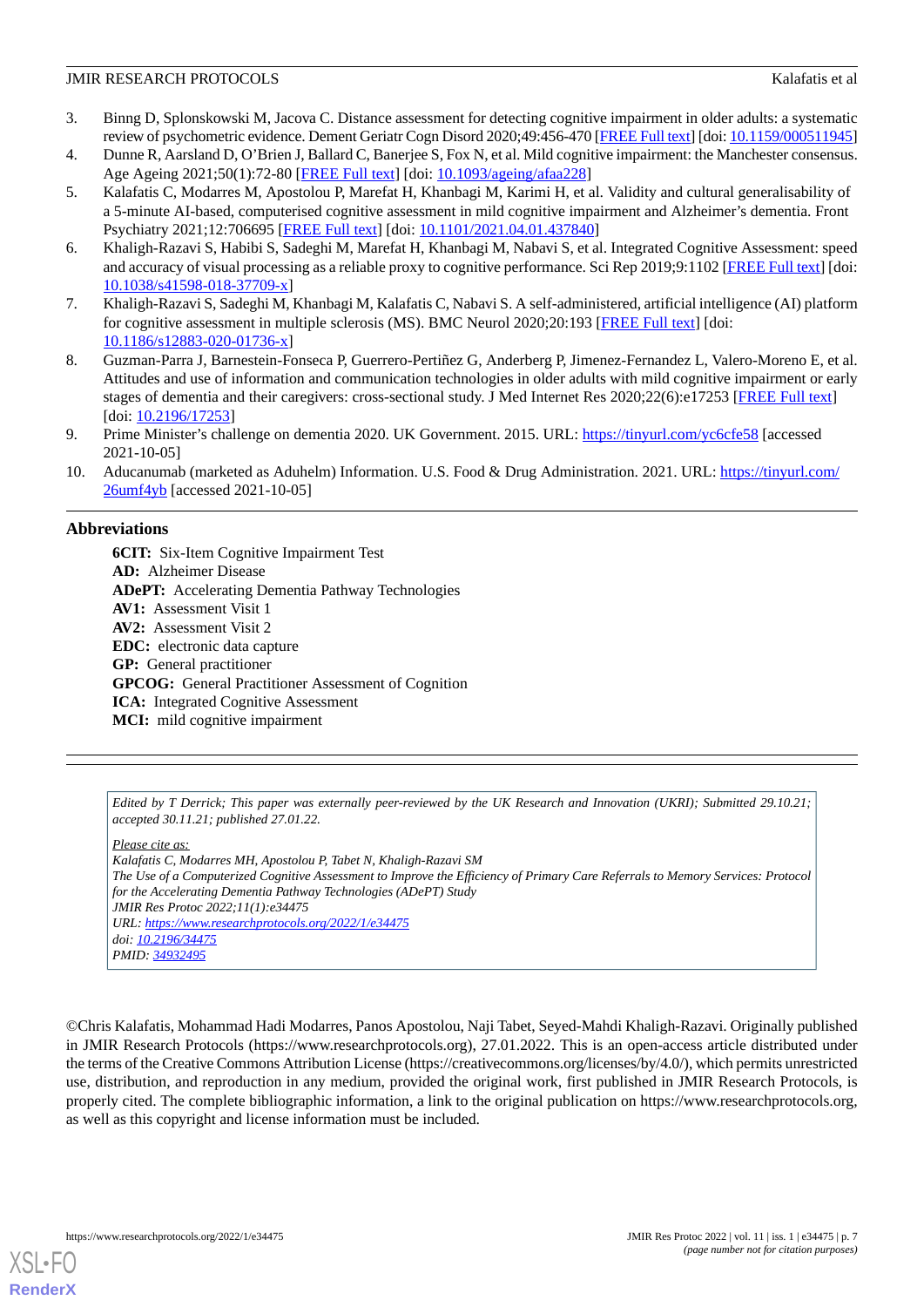3. Binng D, Splonskowski M, Jacova C. Distance assessment for detecting cognitive impairment in older adults: a systematic review of psychometric evidence. Dement Geriatr Cogn Disord 2020;49:456-470 [FREE Full text] [doi: 10.1159/000511945]
4. Dunne R, Aarsland D, O'Brien J, Ballard C, Banerjee S, Fox N, et al. Mild cognitive impairment: the Manchester consensus. Age Ageing 2021;50(1):72-80 [FREE Full text] [doi: 10.1093/ageing/afaa228]
5. Kalafatis C, Modarres M, Apostolou P, Marefat H, Khanbagi M, Karimi H, et al. Validity and cultural generalisability of a 5-minute AI-based, computerised cognitive assessment in mild cognitive impairment and Alzheimer's dementia. Front Psychiatry 2021;12:706695 [FREE Full text] [doi: 10.1101/2021.04.01.437840]
6. Khaligh-Razavi S, Habibi S, Sadeghi M, Marefat H, Khanbagi M, Nabavi S, et al. Integrated Cognitive Assessment: speed and accuracy of visual processing as a reliable proxy to cognitive performance. Sci Rep 2019;9:1102 [FREE Full text] [doi: 10.1038/s41598-018-37709-x]
7. Khaligh-Razavi S, Sadeghi M, Khanbagi M, Kalafatis C, Nabavi S. A self-administered, artificial intelligence (AI) platform for cognitive assessment in multiple sclerosis (MS). BMC Neurol 2020;20:193 [FREE Full text] [doi: 10.1186/s12883-020-01736-x]
8. Guzman-Parra J, Barnestein-Fonseca P, Guerrero-Pertiñez G, Anderberg P, Jimenez-Fernandez L, Valero-Moreno E, et al. Attitudes and use of information and communication technologies in older adults with mild cognitive impairment or early stages of dementia and their caregivers: cross-sectional study. J Med Internet Res 2020;22(6):e17253 [FREE Full text] [doi: 10.2196/17253]
9. Prime Minister's challenge on dementia 2020. UK Government. 2015. URL: https://tinyurl.com/yc6cfe58 [accessed 2021-10-05]
10. Aducanumab (marketed as Aduhelm) Information. U.S. Food & Drug Administration. 2021. URL: https://tinyurl.com/26umf4yb [accessed 2021-10-05]

## Abbreviations

**6CIT:** Six-Item Cognitive Impairment Test
**AD:** Alzheimer Disease
**ADePT:** Accelerating Dementia Pathway Technologies
**AV1:** Assessment Visit 1
**AV2:** Assessment Visit 2
**EDC:** electronic data capture
**GP:** General practitioner
**GPCOG:** General Practitioner Assessment of Cognition
**ICA:** Integrated Cognitive Assessment
**MCI:** mild cognitive impairment

*Edited by T Derrick; This paper was externally peer-reviewed by the UK Research and Innovation (UKRI); Submitted 29.10.21; accepted 30.11.21; published 27.01.22.*

*Please cite as:*
*Kalafatis C, Modarres MH, Apostolou P, Tabet N, Khaligh-Razavi SM*
*The Use of a Computerized Cognitive Assessment to Improve the Efficiency of Primary Care Referrals to Memory Services: Protocol for the Accelerating Dementia Pathway Technologies (ADePT) Study*
*JMIR Res Protoc 2022;11(1):e34475*
*URL: https://www.researchprotocols.org/2022/1/e34475*
*doi: 10.2196/34475*
*PMID: 34932495*

©Chris Kalafatis, Mohammad Hadi Modarres, Panos Apostolou, Naji Tabet, Seyed-Mahdi Khaligh-Razavi. Originally published in JMIR Research Protocols (https://www.researchprotocols.org), 27.01.2022. This is an open-access article distributed under the terms of the Creative Commons Attribution License (https://creativecommons.org/licenses/by/4.0/), which permits unrestricted use, distribution, and reproduction in any medium, provided the original work, first published in JMIR Research Protocols, is properly cited. The complete bibliographic information, a link to the original publication on https://www.researchprotocols.org, as well as this copyright and license information must be included.